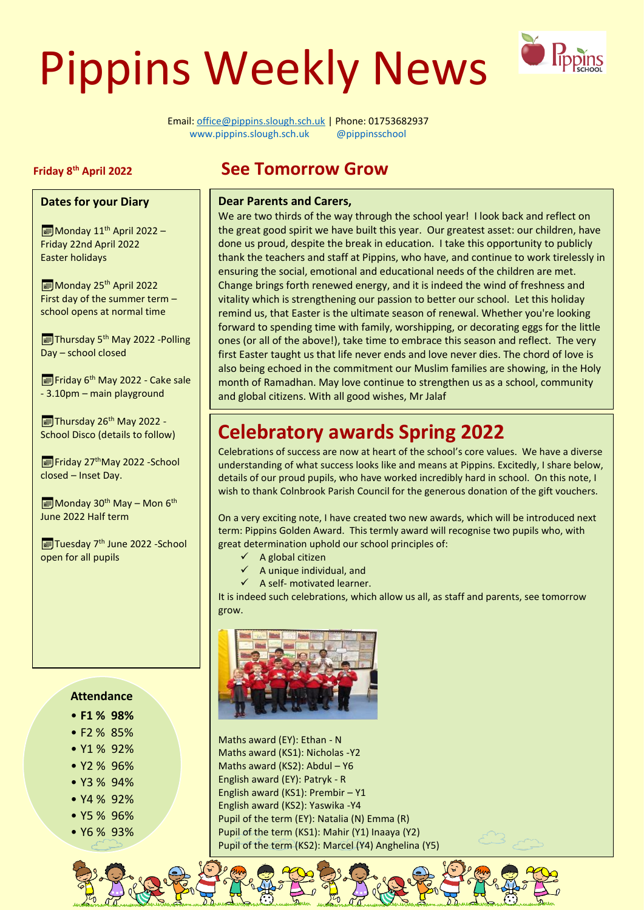# Pippins Weekly News

Email: office@pippins.slough.sch.uk | Phone: 01753682937
www.pippins.slough.sch.uk @pippinsschool

**Friday 8th April 2022**

## See Tomorrow Grow

### Dates for your Diary

Monday 11th April 2022 – Friday 22nd April 2022
Easter holidays

Monday 25th April 2022
First day of the summer term – school opens at normal time

Thursday 5th May 2022 -Polling Day – school closed

Friday 6th May 2022 - Cake sale - 3.10pm – main playground

Thursday 26th May 2022 - School Disco (details to follow)

Friday 27thMay 2022 -School closed – Inset Day.

Monday 30th May – Mon 6th June 2022 Half term

Tuesday 7th June 2022 -School open for all pupils

### Attendance

- **F1 % 98%**
- F2 % 85%
- Y1 % 92%
- Y2 % 96%
- Y3 % 94%
- Y4 % 92%
- Y5 % 96%
- Y6 % 93%

**Dear Parents and Carers,**

We are two thirds of the way through the school year! I look back and reflect on the great good spirit we have built this year. Our greatest asset: our children, have done us proud, despite the break in education. I take this opportunity to publicly thank the teachers and staff at Pippins, who have, and continue to work tirelessly in ensuring the social, emotional and educational needs of the children are met. Change brings forth renewed energy, and it is indeed the wind of freshness and vitality which is strengthening our passion to better our school. Let this holiday remind us, that Easter is the ultimate season of renewal. Whether you're looking forward to spending time with family, worshipping, or decorating eggs for the little ones (or all of the above!), take time to embrace this season and reflect. The very first Easter taught us that life never ends and love never dies. The chord of love is also being echoed in the commitment our Muslim families are showing, in the Holy month of Ramadhan. May love continue to strengthen us as a school, community and global citizens. With all good wishes, Mr Jalaf

## Celebratory awards Spring 2022

Celebrations of success are now at heart of the school's core values. We have a diverse understanding of what success looks like and means at Pippins. Excitedly, I share below, details of our proud pupils, who have worked incredibly hard in school. On this note, I wish to thank Colnbrook Parish Council for the generous donation of the gift vouchers.

On a very exciting note, I have created two new awards, which will be introduced next term: Pippins Golden Award. This termly award will recognise two pupils who, with great determination uphold our school principles of:

- ✓ A global citizen
- ✓ A unique individual, and
- ✓ A self- motivated learner.

It is indeed such celebrations, which allow us all, as staff and parents, see tomorrow grow.

Maths award (EY): Ethan - N
Maths award (KS1): Nicholas -Y2
Maths award (KS2): Abdul – Y6
English award (EY): Patryk - R
English award (KS1): Prembir – Y1
English award (KS2): Yaswika -Y4
Pupil of the term (EY): Natalia (N) Emma (R)
Pupil of the term (KS1): Mahir (Y1) Inaaya (Y2)
Pupil of the term (KS2): Marcel (Y4) Anghelina (Y5)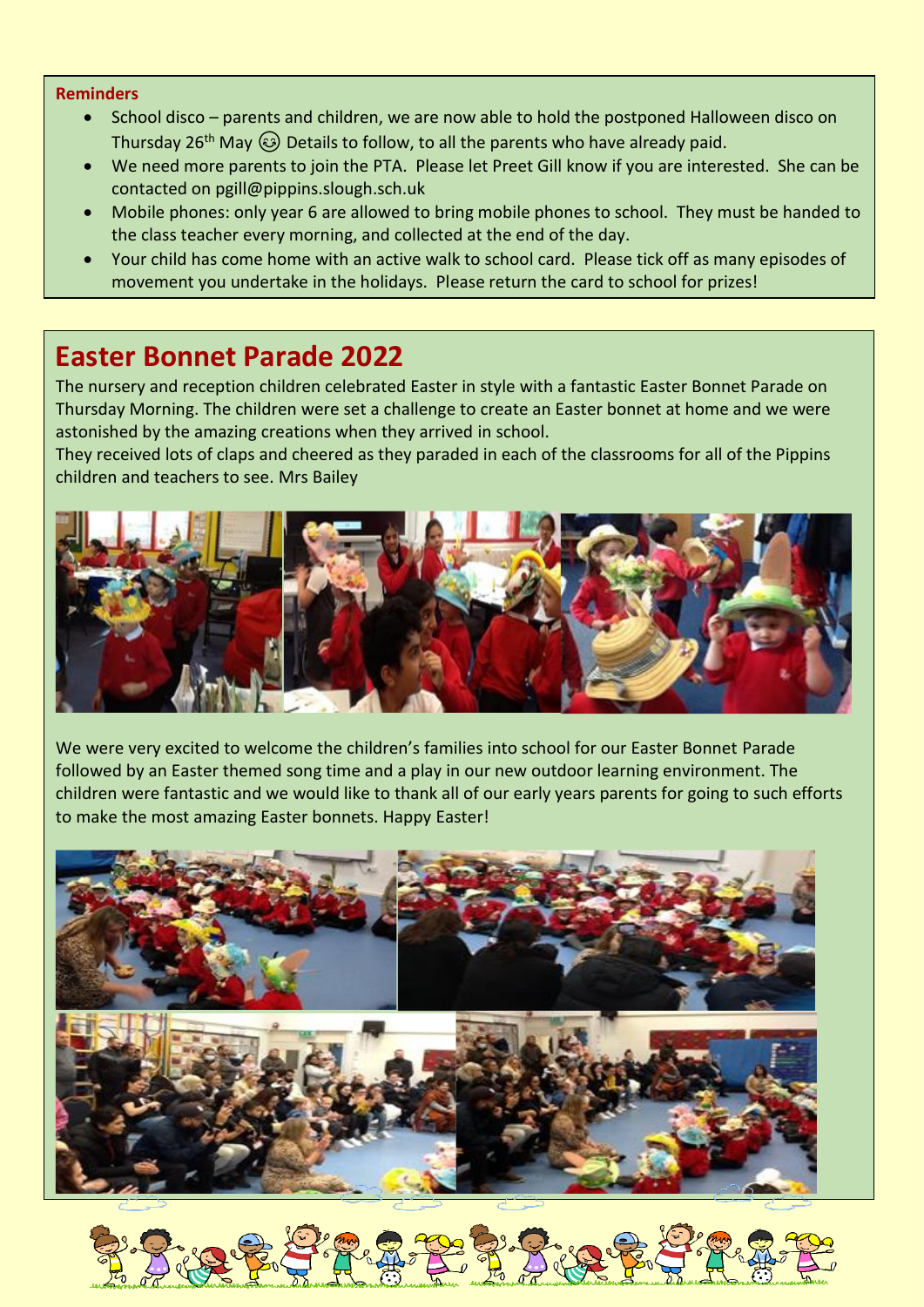**Reminders**

- School disco – parents and children, we are now able to hold the postponed Halloween disco on Thursday 26th May ☺ Details to follow, to all the parents who have already paid.
- We need more parents to join the PTA. Please let Preet Gill know if you are interested. She can be contacted on pgill@pippins.slough.sch.uk
- Mobile phones: only year 6 are allowed to bring mobile phones to school. They must be handed to the class teacher every morning, and collected at the end of the day.
- Your child has come home with an active walk to school card. Please tick off as many episodes of movement you undertake in the holidays. Please return the card to school for prizes!

# Easter Bonnet Parade 2022

The nursery and reception children celebrated Easter in style with a fantastic Easter Bonnet Parade on Thursday Morning. The children were set a challenge to create an Easter bonnet at home and we were astonished by the amazing creations when they arrived in school.

They received lots of claps and cheered as they paraded in each of the classrooms for all of the Pippins children and teachers to see. Mrs Bailey

We were very excited to welcome the children's families into school for our Easter Bonnet Parade followed by an Easter themed song time and a play in our new outdoor learning environment. The children were fantastic and we would like to thank all of our early years parents for going to such efforts to make the most amazing Easter bonnets. Happy Easter!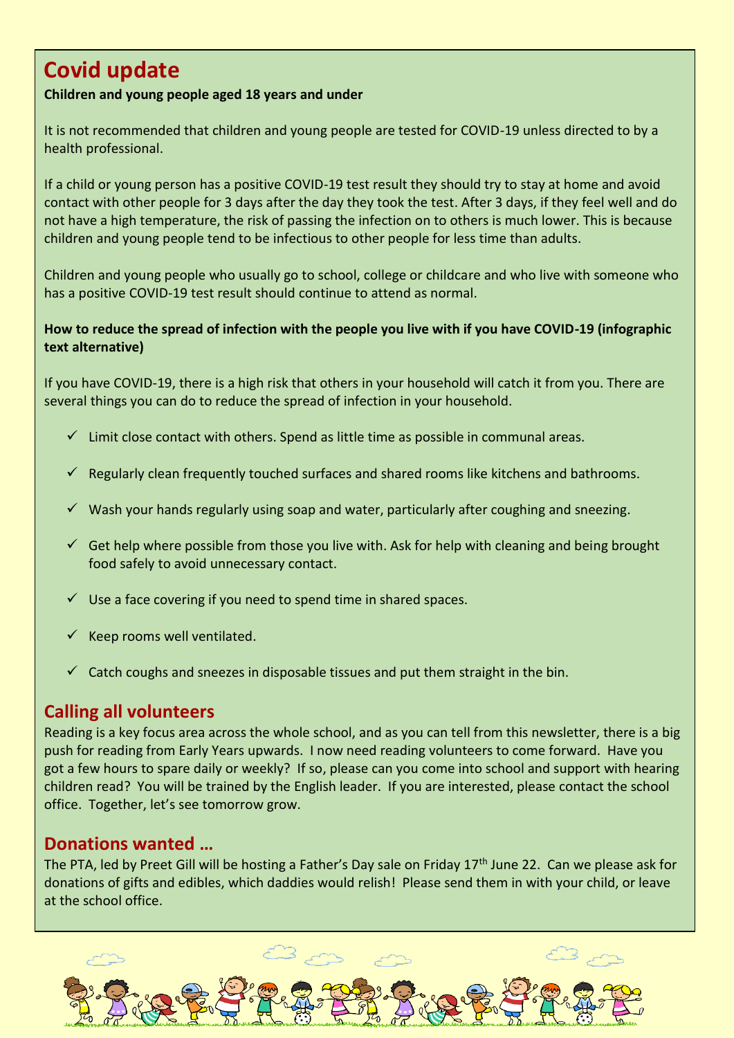## Covid update

**Children and young people aged 18 years and under**

It is not recommended that children and young people are tested for COVID-19 unless directed to by a health professional.

If a child or young person has a positive COVID-19 test result they should try to stay at home and avoid contact with other people for 3 days after the day they took the test. After 3 days, if they feel well and do not have a high temperature, the risk of passing the infection on to others is much lower. This is because children and young people tend to be infectious to other people for less time than adults.

Children and young people who usually go to school, college or childcare and who live with someone who has a positive COVID-19 test result should continue to attend as normal.

**How to reduce the spread of infection with the people you live with if you have COVID-19 (infographic text alternative)**

If you have COVID-19, there is a high risk that others in your household will catch it from you. There are several things you can do to reduce the spread of infection in your household.

- ✓ Limit close contact with others. Spend as little time as possible in communal areas.
- ✓ Regularly clean frequently touched surfaces and shared rooms like kitchens and bathrooms.
- ✓ Wash your hands regularly using soap and water, particularly after coughing and sneezing.
- ✓ Get help where possible from those you live with. Ask for help with cleaning and being brought food safely to avoid unnecessary contact.
- ✓ Use a face covering if you need to spend time in shared spaces.
- ✓ Keep rooms well ventilated.
- ✓ Catch coughs and sneezes in disposable tissues and put them straight in the bin.

## Calling all volunteers

Reading is a key focus area across the whole school, and as you can tell from this newsletter, there is a big push for reading from Early Years upwards. I now need reading volunteers to come forward. Have you got a few hours to spare daily or weekly? If so, please can you come into school and support with hearing children read? You will be trained by the English leader. If you are interested, please contact the school office. Together, let's see tomorrow grow.

## Donations wanted …

The PTA, led by Preet Gill will be hosting a Father's Day sale on Friday 17th June 22. Can we please ask for donations of gifts and edibles, which daddies would relish! Please send them in with your child, or leave at the school office.